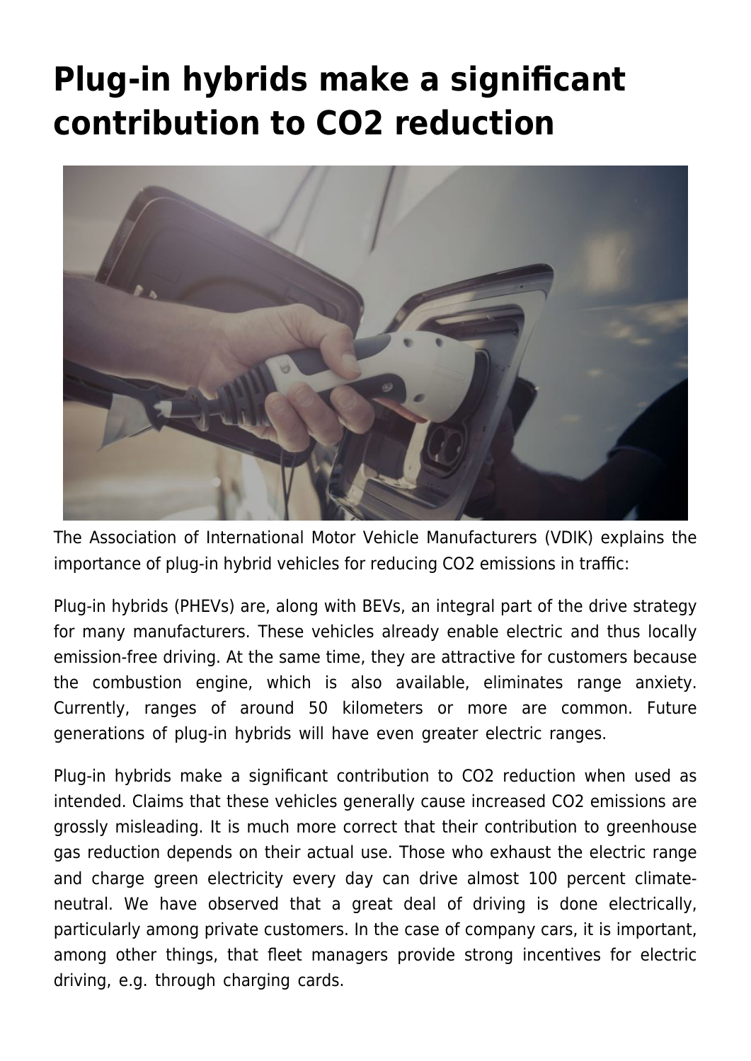# Plug-in hybrids make a significant contribution to $CO_2$ reduction

The Association of International Motor Vehicle Manufacturers (VDIK) explains the importance of plug-in hybrid vehicles for reducing $CO_2$ emissions in traffic:

Plug-in hybrids (PHEVs) are, along with BEVs, an integral part of the drive strategy for many manufacturers. These vehicles already enable electric and thus locally emission-free driving. At the same time, they are attractive for customers because the combustion engine, which is also available, eliminates range anxiety. Currently, ranges of around 50 kilometers or more are common. Future generations of plug-in hybrids will have even greater electric ranges.

Plug-in hybrids make a significant contribution to $CO_2$ reduction when used as intended. Claims that these vehicles generally cause increased $CO_2$ emissions are grossly misleading. It is much more correct that their contribution to greenhouse gas reduction depends on their actual use. Those who exhaust the electric range and charge green electricity every day can drive almost 100 percent climate-neutral. We have observed that a great deal of driving is done electrically, particularly among private customers. In the case of company cars, it is important, among other things, that fleet managers provide strong incentives for electric driving, e.g. through charging cards.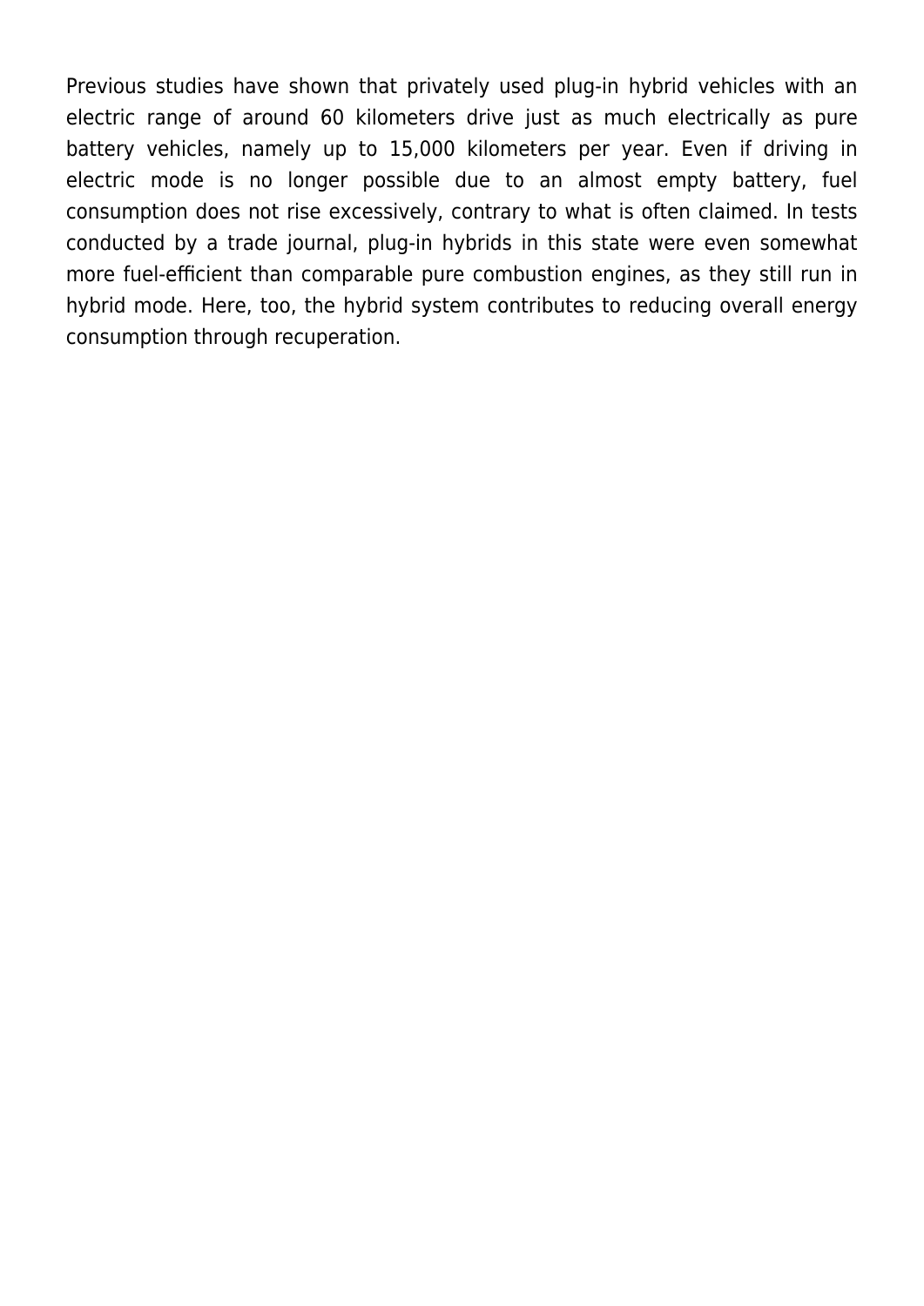Previous studies have shown that privately used plug-in hybrid vehicles with an electric range of around 60 kilometers drive just as much electrically as pure battery vehicles, namely up to 15,000 kilometers per year. Even if driving in electric mode is no longer possible due to an almost empty battery, fuel consumption does not rise excessively, contrary to what is often claimed. In tests conducted by a trade journal, plug-in hybrids in this state were even somewhat more fuel-efficient than comparable pure combustion engines, as they still run in hybrid mode. Here, too, the hybrid system contributes to reducing overall energy consumption through recuperation.